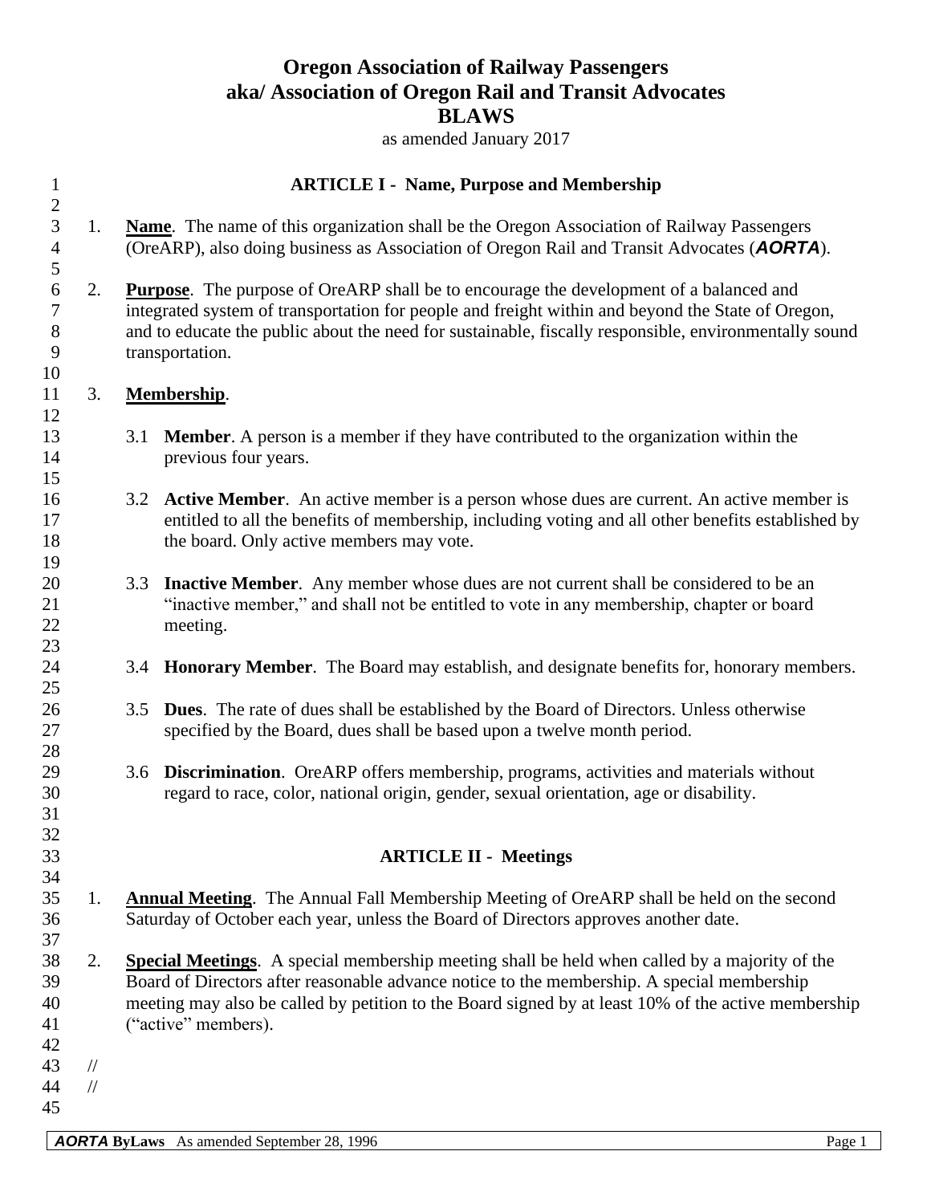# Oregon Association of Railway Passengers
# aka/ Association of Oregon Rail and Transit Advocates
# BLAWS

as amended January 2017

## ARTICLE I - Name, Purpose and Membership

1. **Name**. The name of this organization shall be the Oregon Association of Railway Passengers (OreARP), also doing business as Association of Oregon Rail and Transit Advocates (***AORTA***).

2. **Purpose**. The purpose of OreARP shall be to encourage the development of a balanced and integrated system of transportation for people and freight within and beyond the State of Oregon, and to educate the public about the need for sustainable, fiscally responsible, environmentally sound transportation.

3. **Membership**.

   3.1 **Member**. A person is a member if they have contributed to the organization within the previous four years.

   3.2 **Active Member**. An active member is a person whose dues are current. An active member is entitled to all the benefits of membership, including voting and all other benefits established by the board. Only active members may vote.

   3.3 **Inactive Member**. Any member whose dues are not current shall be considered to be an "inactive member," and shall not be entitled to vote in any membership, chapter or board meeting.

   3.4 **Honorary Member**. The Board may establish, and designate benefits for, honorary members.

   3.5 **Dues**. The rate of dues shall be established by the Board of Directors. Unless otherwise specified by the Board, dues shall be based upon a twelve month period.

   3.6 **Discrimination**. OreARP offers membership, programs, activities and materials without regard to race, color, national origin, gender, sexual orientation, age or disability.

## ARTICLE II - Meetings

1. **Annual Meeting**. The Annual Fall Membership Meeting of OreARP shall be held on the second Saturday of October each year, unless the Board of Directors approves another date.

2. **Special Meetings**. A special membership meeting shall be held when called by a majority of the Board of Directors after reasonable advance notice to the membership. A special membership meeting may also be called by petition to the Board signed by at least 10% of the active membership ("active" members).

//

//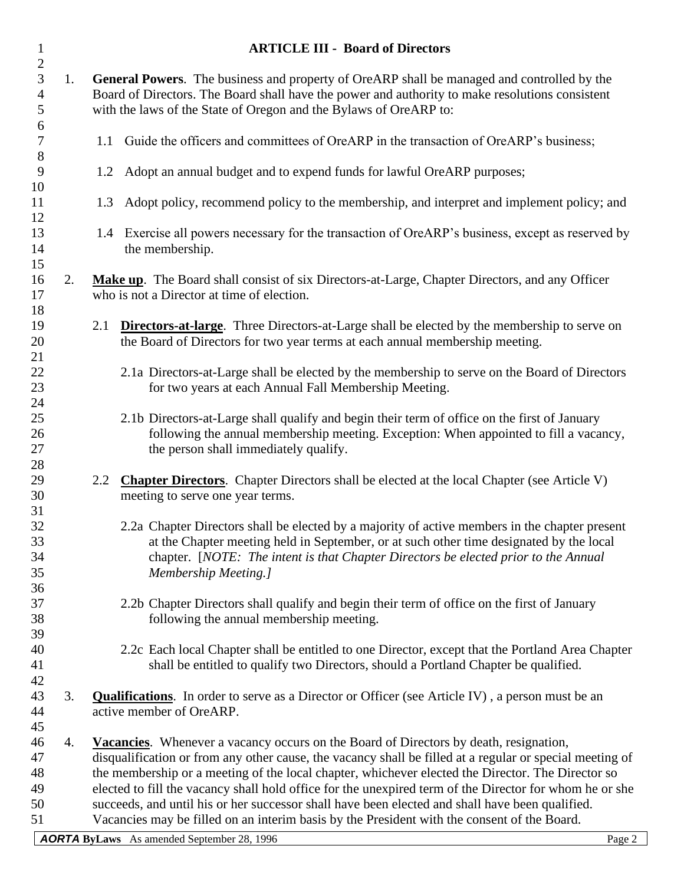## ARTICLE III - Board of Directors

1. **General Powers**. The business and property of OreARP shall be managed and controlled by the Board of Directors. The Board shall have the power and authority to make resolutions consistent with the laws of the State of Oregon and the Bylaws of OreARP to:

   1.1 Guide the officers and committees of OreARP in the transaction of OreARP's business;

   1.2 Adopt an annual budget and to expend funds for lawful OreARP purposes;

   1.3 Adopt policy, recommend policy to the membership, and interpret and implement policy; and

   1.4 Exercise all powers necessary for the transaction of OreARP's business, except as reserved by the membership.

2. **Make up**. The Board shall consist of six Directors-at-Large, Chapter Directors, and any Officer who is not a Director at time of election.

   2.1 **Directors-at-large**. Three Directors-at-Large shall be elected by the membership to serve on the Board of Directors for two year terms at each annual membership meeting.

   2.1a Directors-at-Large shall be elected by the membership to serve on the Board of Directors for two years at each Annual Fall Membership Meeting.

   2.1b Directors-at-Large shall qualify and begin their term of office on the first of January following the annual membership meeting. Exception: When appointed to fill a vacancy, the person shall immediately qualify.

   2.2 **Chapter Directors**. Chapter Directors shall be elected at the local Chapter (see Article V) meeting to serve one year terms.

   2.2a Chapter Directors shall be elected by a majority of active members in the chapter present at the Chapter meeting held in September, or at such other time designated by the local chapter. [*NOTE: The intent is that Chapter Directors be elected prior to the Annual Membership Meeting.]*

   2.2b Chapter Directors shall qualify and begin their term of office on the first of January following the annual membership meeting.

   2.2c Each local Chapter shall be entitled to one Director, except that the Portland Area Chapter shall be entitled to qualify two Directors, should a Portland Chapter be qualified.

3. **Qualifications**. In order to serve as a Director or Officer (see Article IV) , a person must be an active member of OreARP.

4. **Vacancies**. Whenever a vacancy occurs on the Board of Directors by death, resignation, disqualification or from any other cause, the vacancy shall be filled at a regular or special meeting of the membership or a meeting of the local chapter, whichever elected the Director. The Director so elected to fill the vacancy shall hold office for the unexpired term of the Director for whom he or she succeeds, and until his or her successor shall have been elected and shall have been qualified. Vacancies may be filled on an interim basis by the President with the consent of the Board.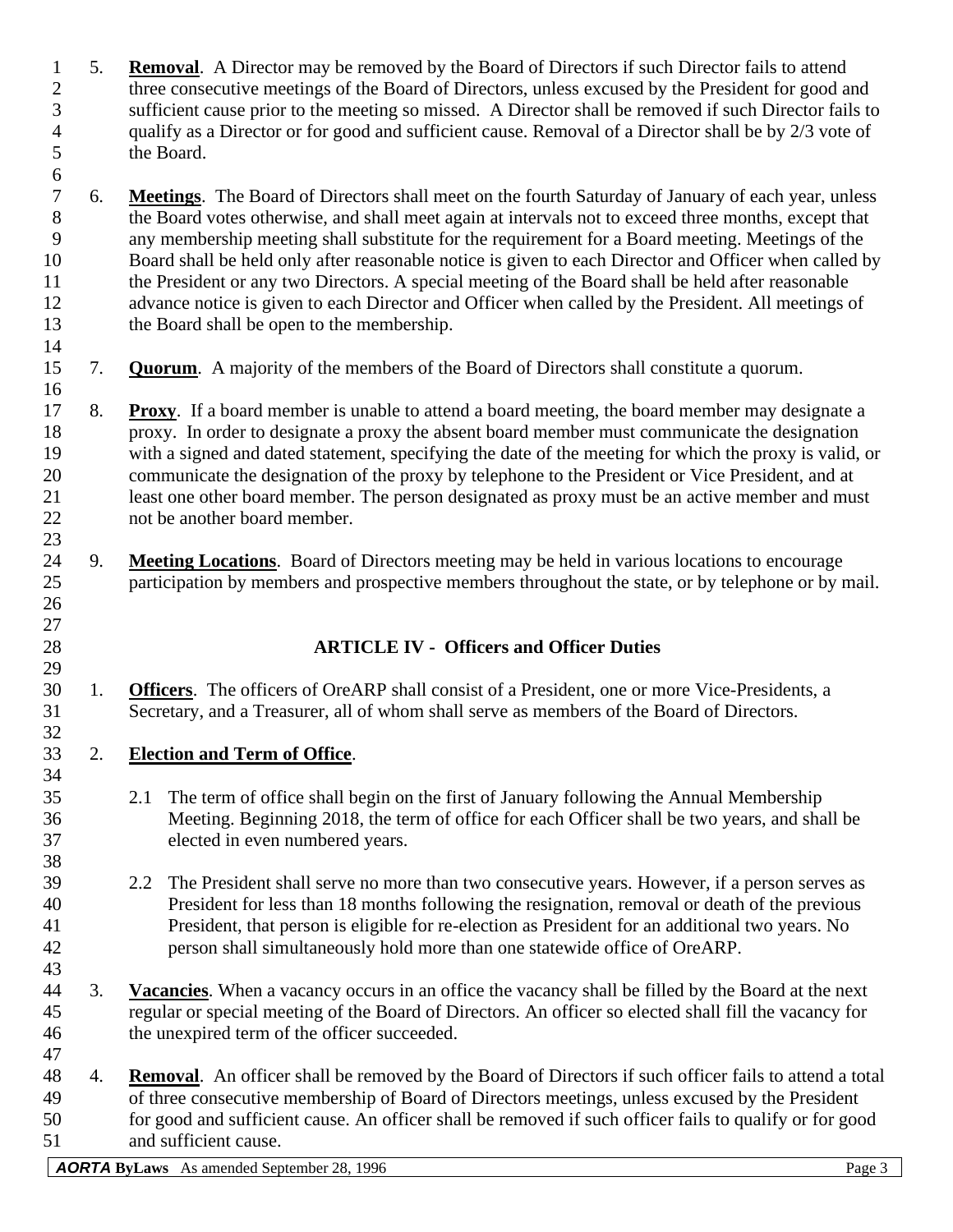5. **Removal**. A Director may be removed by the Board of Directors if such Director fails to attend three consecutive meetings of the Board of Directors, unless excused by the President for good and sufficient cause prior to the meeting so missed. A Director shall be removed if such Director fails to qualify as a Director or for good and sufficient cause. Removal of a Director shall be by 2/3 vote of the Board.

6. **Meetings**. The Board of Directors shall meet on the fourth Saturday of January of each year, unless the Board votes otherwise, and shall meet again at intervals not to exceed three months, except that any membership meeting shall substitute for the requirement for a Board meeting. Meetings of the Board shall be held only after reasonable notice is given to each Director and Officer when called by the President or any two Directors. A special meeting of the Board shall be held after reasonable advance notice is given to each Director and Officer when called by the President. All meetings of the Board shall be open to the membership.

7. **Quorum**. A majority of the members of the Board of Directors shall constitute a quorum.

8. **Proxy**. If a board member is unable to attend a board meeting, the board member may designate a proxy. In order to designate a proxy the absent board member must communicate the designation with a signed and dated statement, specifying the date of the meeting for which the proxy is valid, or communicate the designation of the proxy by telephone to the President or Vice President, and at least one other board member. The person designated as proxy must be an active member and must not be another board member.

9. **Meeting Locations**. Board of Directors meeting may be held in various locations to encourage participation by members and prospective members throughout the state, or by telephone or by mail.

## ARTICLE IV - Officers and Officer Duties

1. **Officers**. The officers of OreARP shall consist of a President, one or more Vice-Presidents, a Secretary, and a Treasurer, all of whom shall serve as members of the Board of Directors.

2. **Election and Term of Office**.

   2.1 The term of office shall begin on the first of January following the Annual Membership Meeting. Beginning 2018, the term of office for each Officer shall be two years, and shall be elected in even numbered years.

   2.2 The President shall serve no more than two consecutive years. However, if a person serves as President for less than 18 months following the resignation, removal or death of the previous President, that person is eligible for re-election as President for an additional two years. No person shall simultaneously hold more than one statewide office of OreARP.

3. **Vacancies**. When a vacancy occurs in an office the vacancy shall be filled by the Board at the next regular or special meeting of the Board of Directors. An officer so elected shall fill the vacancy for the unexpired term of the officer succeeded.

4. **Removal**. An officer shall be removed by the Board of Directors if such officer fails to attend a total of three consecutive membership of Board of Directors meetings, unless excused by the President for good and sufficient cause. An officer shall be removed if such officer fails to qualify or for good and sufficient cause.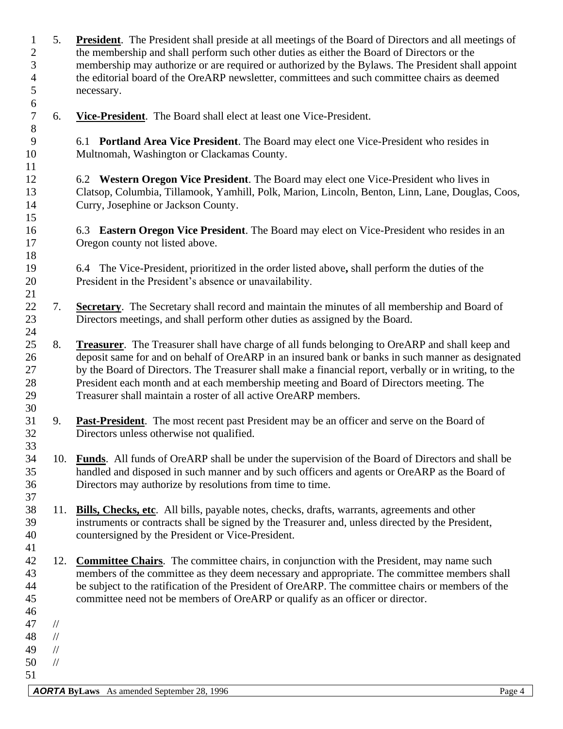5. **President**. The President shall preside at all meetings of the Board of Directors and all meetings of the membership and shall perform such other duties as either the Board of Directors or the membership may authorize or are required or authorized by the Bylaws. The President shall appoint the editorial board of the OreARP newsletter, committees and such committee chairs as deemed necessary.

6. **Vice-President**. The Board shall elect at least one Vice-President.

   6.1 **Portland Area Vice President**. The Board may elect one Vice-President who resides in Multnomah, Washington or Clackamas County.

   6.2 **Western Oregon Vice President**. The Board may elect one Vice-President who lives in Clatsop, Columbia, Tillamook, Yamhill, Polk, Marion, Lincoln, Benton, Linn, Lane, Douglas, Coos, Curry, Josephine or Jackson County.

   6.3 **Eastern Oregon Vice President**. The Board may elect on Vice-President who resides in an Oregon county not listed above.

   6.4 The Vice-President, prioritized in the order listed above**,** shall perform the duties of the President in the President's absence or unavailability.

7. **Secretary**. The Secretary shall record and maintain the minutes of all membership and Board of Directors meetings, and shall perform other duties as assigned by the Board.

8. **Treasurer**. The Treasurer shall have charge of all funds belonging to OreARP and shall keep and deposit same for and on behalf of OreARP in an insured bank or banks in such manner as designated by the Board of Directors. The Treasurer shall make a financial report, verbally or in writing, to the President each month and at each membership meeting and Board of Directors meeting. The Treasurer shall maintain a roster of all active OreARP members.

9. **Past-President**. The most recent past President may be an officer and serve on the Board of Directors unless otherwise not qualified.

10. **Funds**. All funds of OreARP shall be under the supervision of the Board of Directors and shall be handled and disposed in such manner and by such officers and agents or OreARP as the Board of Directors may authorize by resolutions from time to time.

11. **Bills, Checks, etc**. All bills, payable notes, checks, drafts, warrants, agreements and other instruments or contracts shall be signed by the Treasurer and, unless directed by the President, countersigned by the President or Vice-President.

12. **Committee Chairs**. The committee chairs, in conjunction with the President, may name such members of the committee as they deem necessary and appropriate. The committee members shall be subject to the ratification of the President of OreARP. The committee chairs or members of the committee need not be members of OreARP or qualify as an officer or director.

//
//
//
//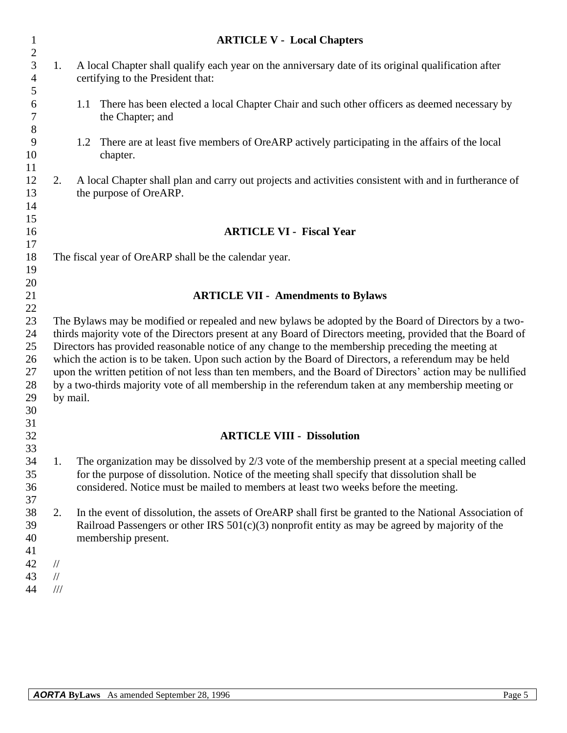## ARTICLE V - Local Chapters

1. A local Chapter shall qualify each year on the anniversary date of its original qualification after certifying to the President that:

   1.1 There has been elected a local Chapter Chair and such other officers as deemed necessary by the Chapter; and

   1.2 There are at least five members of OreARP actively participating in the affairs of the local chapter.

2. A local Chapter shall plan and carry out projects and activities consistent with and in furtherance of the purpose of OreARP.

## ARTICLE VI - Fiscal Year

The fiscal year of OreARP shall be the calendar year.

## ARTICLE VII - Amendments to Bylaws

The Bylaws may be modified or repealed and new bylaws be adopted by the Board of Directors by a two-thirds majority vote of the Directors present at any Board of Directors meeting, provided that the Board of Directors has provided reasonable notice of any change to the membership preceding the meeting at which the action is to be taken. Upon such action by the Board of Directors, a referendum may be held upon the written petition of not less than ten members, and the Board of Directors' action may be nullified by a two-thirds majority vote of all membership in the referendum taken at any membership meeting or by mail.

## ARTICLE VIII - Dissolution

1. The organization may be dissolved by 2/3 vote of the membership present at a special meeting called for the purpose of dissolution. Notice of the meeting shall specify that dissolution shall be considered. Notice must be mailed to members at least two weeks before the meeting.

2. In the event of dissolution, the assets of OreARP shall first be granted to the National Association of Railroad Passengers or other IRS 501(c)(3) nonprofit entity as may be agreed by majority of the membership present.

//
//
///